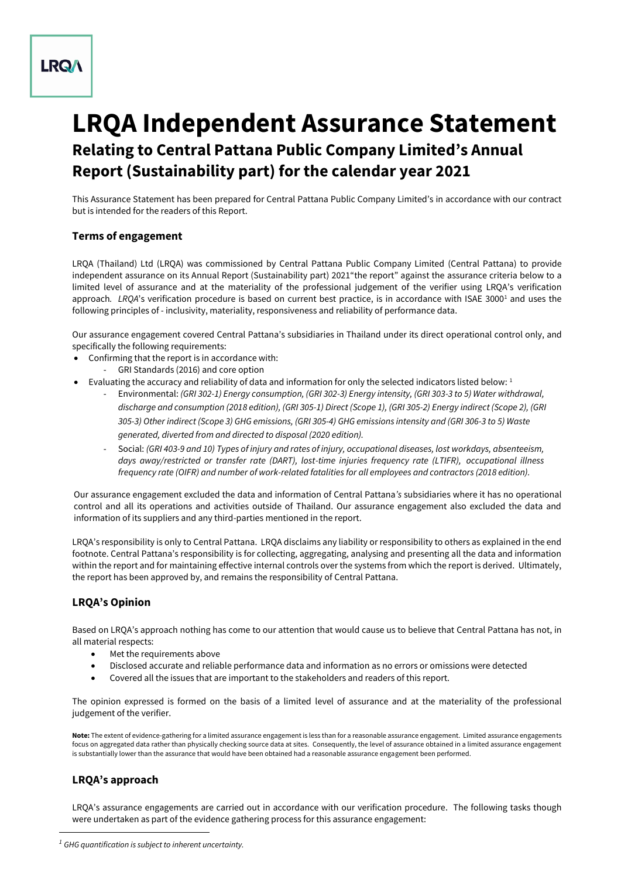# LRQA Independent Assurance Statement

## Relating to Central Pattana Public Company Limited's Annual Report (Sustainability part) for the calendar year 2021

This Assurance Statement has been prepared for Central Pattana Public Company Limited's in accordance with our contract but is intended for the readers of this Report.

### Terms of engagement

LRQA (Thailand) Ltd (LRQA) was commissioned by Central Pattana Public Company Limited (Central Pattana) to provide independent assurance on its Annual Report (Sustainability part) 2021"the report" against the assurance criteria below to a limited level of assurance and at the materiality of the professional judgement of the verifier using LRQA's verification approach. *LRQA*'s verification procedure is based on current best practice, is in accordance with ISAE 3000[1] and uses the following principles of - inclusivity, materiality, responsiveness and reliability of performance data.

Our assurance engagement covered Central Pattana's subsidiaries in Thailand under its direct operational control only, and specifically the following requirements:

- Confirming that the report is in accordance with:
  - GRI Standards (2016) and core option
- Evaluating the accuracy and reliability of data and information for only the selected indicators listed below: [1]
  - Environmental: *(GRI 302-1) Energy consumption, (GRI 302-3) Energy intensity, (GRI 303-3 to 5) Water withdrawal, discharge and consumption (2018 edition), (GRI 305-1) Direct (Scope 1), (GRI 305-2) Energy indirect (Scope 2), (GRI 305-3) Other indirect (Scope 3) GHG emissions, (GRI 305-4) GHG emissions intensity and (GRI 306-3 to 5) Waste generated, diverted from and directed to disposal (2020 edition).*
  - Social: *(GRI 403-9 and 10) Types of injury and rates of injury, occupational diseases, lost workdays, absenteeism, days away/restricted or transfer rate (DART), lost-time injuries frequency rate (LTIFR), occupational illness frequency rate (OIFR) and number of work-related fatalities for all employees and contractors (2018 edition).*

Our assurance engagement excluded the data and information of Central Pattana's subsidiaries where it has no operational control and all its operations and activities outside of Thailand. Our assurance engagement also excluded the data and information of its suppliers and any third-parties mentioned in the report.

LRQA's responsibility is only to Central Pattana. LRQA disclaims any liability or responsibility to others as explained in the end footnote. Central Pattana's responsibility is for collecting, aggregating, analysing and presenting all the data and information within the report and for maintaining effective internal controls over the systems from which the report is derived. Ultimately, the report has been approved by, and remains the responsibility of Central Pattana.

### LRQA's Opinion

Based on LRQA's approach nothing has come to our attention that would cause us to believe that Central Pattana has not, in all material respects:

- Met the requirements above
- Disclosed accurate and reliable performance data and information as no errors or omissions were detected
- Covered all the issues that are important to the stakeholders and readers of this report.

The opinion expressed is formed on the basis of a limited level of assurance and at the materiality of the professional judgement of the verifier.

**Note:** The extent of evidence-gathering for a limited assurance engagement is less than for a reasonable assurance engagement. Limited assurance engagements focus on aggregated data rather than physically checking source data at sites. Consequently, the level of assurance obtained in a limited assurance engagement is substantially lower than the assurance that would have been obtained had a reasonable assurance engagement been performed.

### LRQA's approach

LRQA's assurance engagements are carried out in accordance with our verification procedure. The following tasks though were undertaken as part of the evidence gathering process for this assurance engagement:

[1] *GHG quantification is subject to inherent uncertainty.*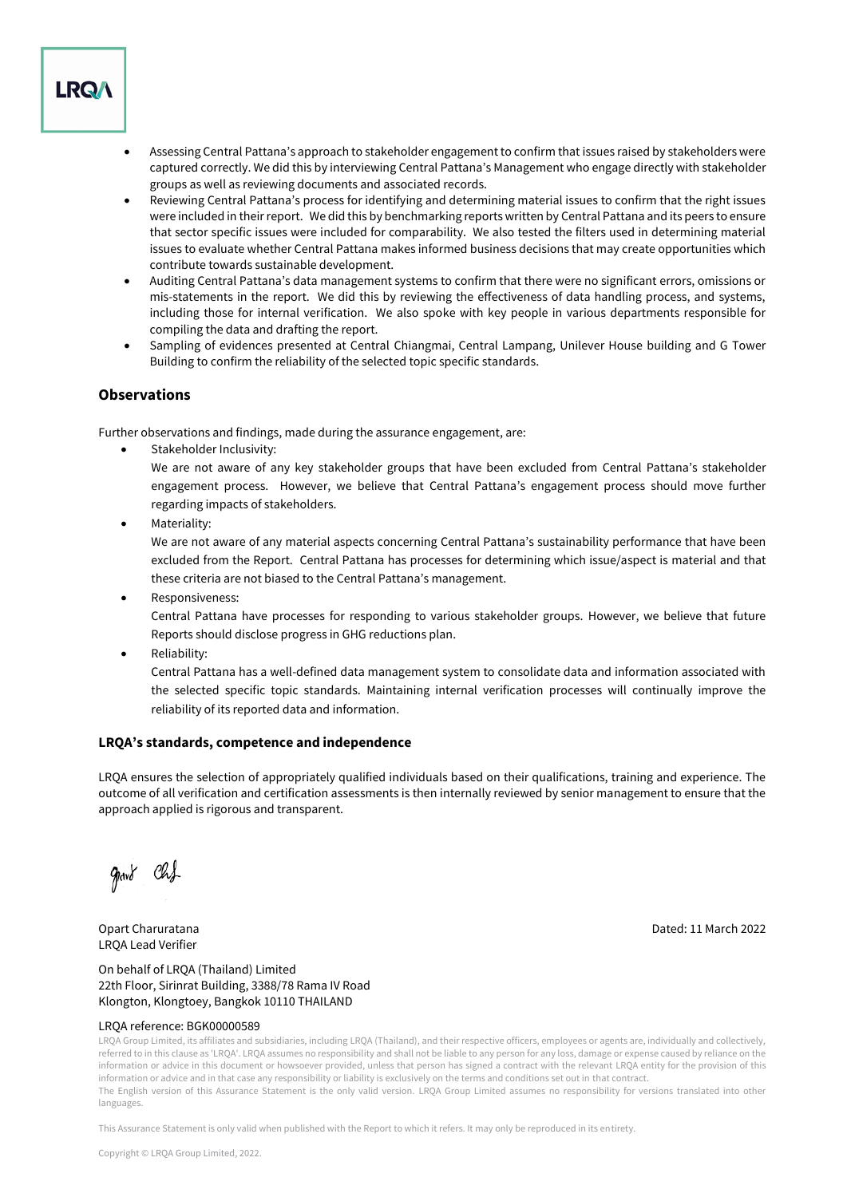- Assessing Central Pattana's approach to stakeholder engagement to confirm that issues raised by stakeholders were captured correctly. We did this by interviewing Central Pattana's Management who engage directly with stakeholder groups as well as reviewing documents and associated records.
- Reviewing Central Pattana's process for identifying and determining material issues to confirm that the right issues were included in their report. We did this by benchmarking reports written by Central Pattana and its peers to ensure that sector specific issues were included for comparability. We also tested the filters used in determining material issues to evaluate whether Central Pattana makes informed business decisions that may create opportunities which contribute towards sustainable development.
- Auditing Central Pattana's data management systems to confirm that there were no significant errors, omissions or mis-statements in the report. We did this by reviewing the effectiveness of data handling process, and systems, including those for internal verification. We also spoke with key people in various departments responsible for compiling the data and drafting the report.
- Sampling of evidences presented at Central Chiangmai, Central Lampang, Unilever House building and G Tower Building to confirm the reliability of the selected topic specific standards.

## Observations

Further observations and findings, made during the assurance engagement, are:

- Stakeholder Inclusivity:
  We are not aware of any key stakeholder groups that have been excluded from Central Pattana's stakeholder engagement process. However, we believe that Central Pattana's engagement process should move further regarding impacts of stakeholders.
- Materiality:
  We are not aware of any material aspects concerning Central Pattana's sustainability performance that have been excluded from the Report. Central Pattana has processes for determining which issue/aspect is material and that these criteria are not biased to the Central Pattana's management.
- Responsiveness:
  Central Pattana have processes for responding to various stakeholder groups. However, we believe that future Reports should disclose progress in GHG reductions plan.
- Reliability:
  Central Pattana has a well-defined data management system to consolidate data and information associated with the selected specific topic standards. Maintaining internal verification processes will continually improve the reliability of its reported data and information.

### LRQA's standards, competence and independence

LRQA ensures the selection of appropriately qualified individuals based on their qualifications, training and experience. The outcome of all verification and certification assessments is then internally reviewed by senior management to ensure that the approach applied is rigorous and transparent.

Opart Charuratana
LRQA Lead Verifier

Dated: 11 March 2022

On behalf of LRQA (Thailand) Limited
22th Floor, Sirinrat Building, 3388/78 Rama IV Road
Klongton, Klongtoey, Bangkok 10110 THAILAND

LRQA reference: BGK00000589

LRQA Group Limited, its affiliates and subsidiaries, including LRQA (Thailand), and their respective officers, employees or agents are, individually and collectively, referred to in this clause as 'LRQA'. LRQA assumes no responsibility and shall not be liable to any person for any loss, damage or expense caused by reliance on the information or advice in this document or howsoever provided, unless that person has signed a contract with the relevant LRQA entity for the provision of this information or advice and in that case any responsibility or liability is exclusively on the terms and conditions set out in that contract.
The English version of this Assurance Statement is the only valid version. LRQA Group Limited assumes no responsibility for versions translated into other languages.

This Assurance Statement is only valid when published with the Report to which it refers. It may only be reproduced in its entirety.

Copyright © LRQA Group Limited, 2022.